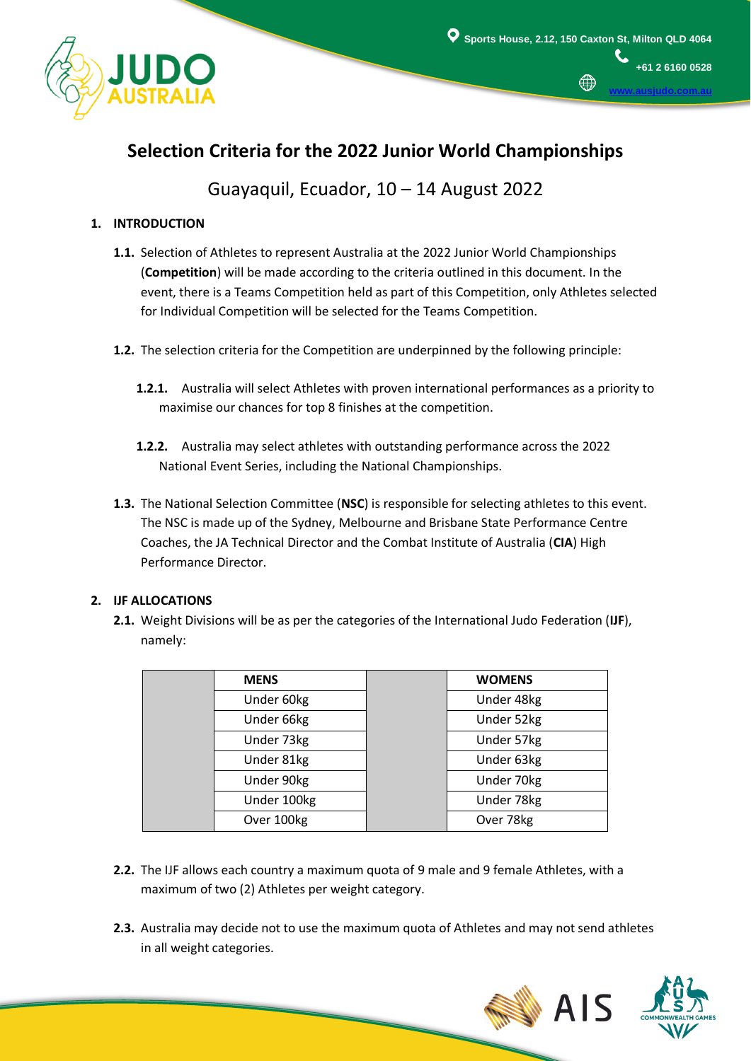# Selection Criteria for the 2022 Junior World Championships

Guayaquil, Ecuador, 10 – 14 August 2022

## 1. INTRODUCTION

**1.1.** Selection of Athletes to represent Australia at the 2022 Junior World Championships (**Competition**) will be made according to the criteria outlined in this document. In the event, there is a Teams Competition held as part of this Competition, only Athletes selected for Individual Competition will be selected for the Teams Competition.

**1.2.** The selection criteria for the Competition are underpinned by the following principle:

**1.2.1.** Australia will select Athletes with proven international performances as a priority to maximise our chances for top 8 finishes at the competition.

**1.2.2.** Australia may select athletes with outstanding performance across the 2022 National Event Series, including the National Championships.

**1.3.** The National Selection Committee (**NSC**) is responsible for selecting athletes to this event. The NSC is made up of the Sydney, Melbourne and Brisbane State Performance Centre Coaches, the JA Technical Director and the Combat Institute of Australia (**CIA**) High Performance Director.

## 2. IJF ALLOCATIONS

**2.1.** Weight Divisions will be as per the categories of the International Judo Federation (**IJF**), namely:

| | MENS | | WOMENS |
|---|---|---|---|
| | Under 60kg | | Under 48kg |
| | Under 66kg | | Under 52kg |
| | Under 73kg | | Under 57kg |
| | Under 81kg | | Under 63kg |
| | Under 90kg | | Under 70kg |
| | Under 100kg | | Under 78kg |
| | Over 100kg | | Over 78kg |

**2.2.** The IJF allows each country a maximum quota of 9 male and 9 female Athletes, with a maximum of two (2) Athletes per weight category.

**2.3.** Australia may decide not to use the maximum quota of Athletes and may not send athletes in all weight categories.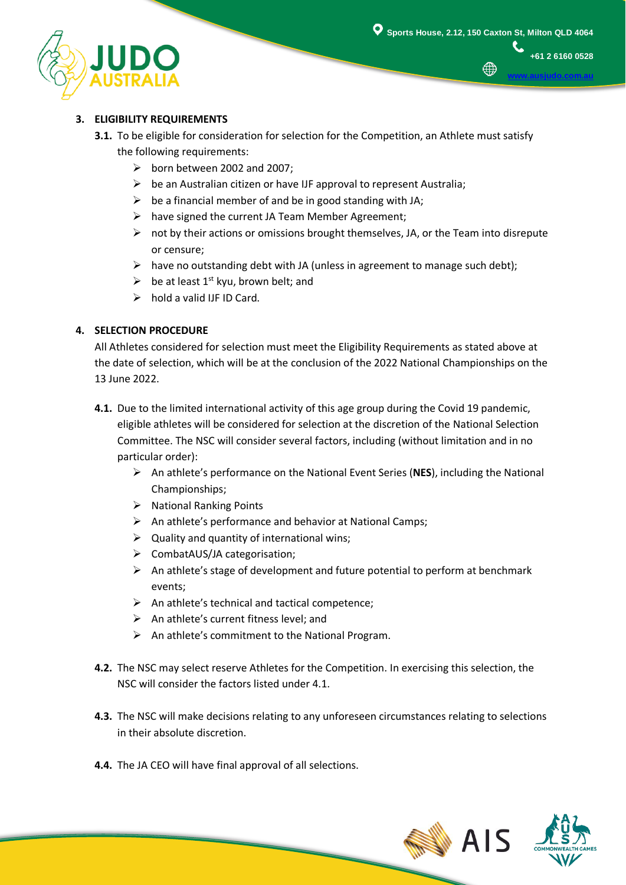## 3. ELIGIBILITY REQUIREMENTS

**3.1.** To be eligible for consideration for selection for the Competition, an Athlete must satisfy the following requirements:

- born between 2002 and 2007;
- be an Australian citizen or have IJF approval to represent Australia;
- be a financial member of and be in good standing with JA;
- have signed the current JA Team Member Agreement;
- not by their actions or omissions brought themselves, JA, or the Team into disrepute or censure;
- have no outstanding debt with JA (unless in agreement to manage such debt);
- be at least 1st kyu, brown belt; and
- hold a valid IJF ID Card.

## 4. SELECTION PROCEDURE

All Athletes considered for selection must meet the Eligibility Requirements as stated above at the date of selection, which will be at the conclusion of the 2022 National Championships on the 13 June 2022.

**4.1.** Due to the limited international activity of this age group during the Covid 19 pandemic, eligible athletes will be considered for selection at the discretion of the National Selection Committee. The NSC will consider several factors, including (without limitation and in no particular order):

- An athlete's performance on the National Event Series (**NES**), including the National Championships;
- National Ranking Points
- An athlete's performance and behavior at National Camps;
- Quality and quantity of international wins;
- CombatAUS/JA categorisation;
- An athlete's stage of development and future potential to perform at benchmark events;
- An athlete's technical and tactical competence;
- An athlete's current fitness level; and
- An athlete's commitment to the National Program.

**4.2.** The NSC may select reserve Athletes for the Competition. In exercising this selection, the NSC will consider the factors listed under 4.1.

**4.3.** The NSC will make decisions relating to any unforeseen circumstances relating to selections in their absolute discretion.

**4.4.** The JA CEO will have final approval of all selections.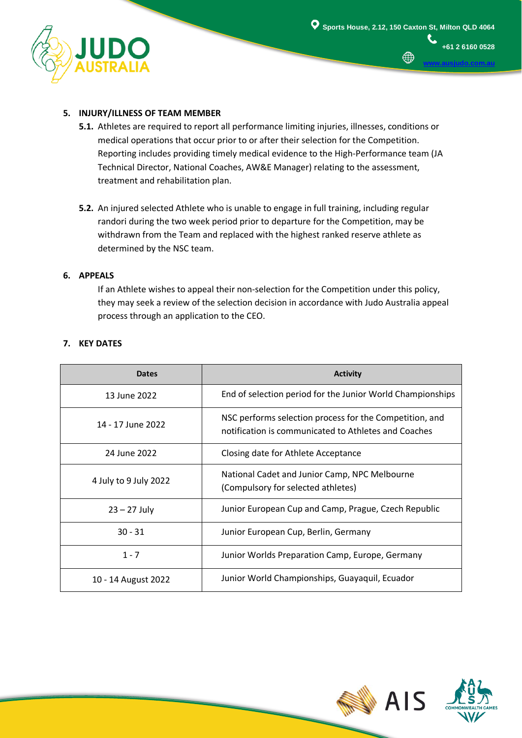## 5. INJURY/ILLNESS OF TEAM MEMBER

**5.1.** Athletes are required to report all performance limiting injuries, illnesses, conditions or medical operations that occur prior to or after their selection for the Competition. Reporting includes providing timely medical evidence to the High-Performance team (JA Technical Director, National Coaches, AW&E Manager) relating to the assessment, treatment and rehabilitation plan.

**5.2.** An injured selected Athlete who is unable to engage in full training, including regular randori during the two week period prior to departure for the Competition, may be withdrawn from the Team and replaced with the highest ranked reserve athlete as determined by the NSC team.

## 6. APPEALS

If an Athlete wishes to appeal their non-selection for the Competition under this policy, they may seek a review of the selection decision in accordance with Judo Australia appeal process through an application to the CEO.

## 7. KEY DATES

| Dates | Activity |
|---|---|
| 13 June 2022 | End of selection period for the Junior World Championships |
| 14 - 17 June 2022 | NSC performs selection process for the Competition, and notification is communicated to Athletes and Coaches |
| 24 June 2022 | Closing date for Athlete Acceptance |
| 4 July to 9 July 2022 | National Cadet and Junior Camp, NPC Melbourne (Compulsory for selected athletes) |
| 23 – 27 July | Junior European Cup and Camp, Prague, Czech Republic |
| 30 - 31 | Junior European Cup, Berlin, Germany |
| 1 - 7 | Junior Worlds Preparation Camp, Europe, Germany |
| 10 - 14 August 2022 | Junior World Championships, Guayaquil, Ecuador |